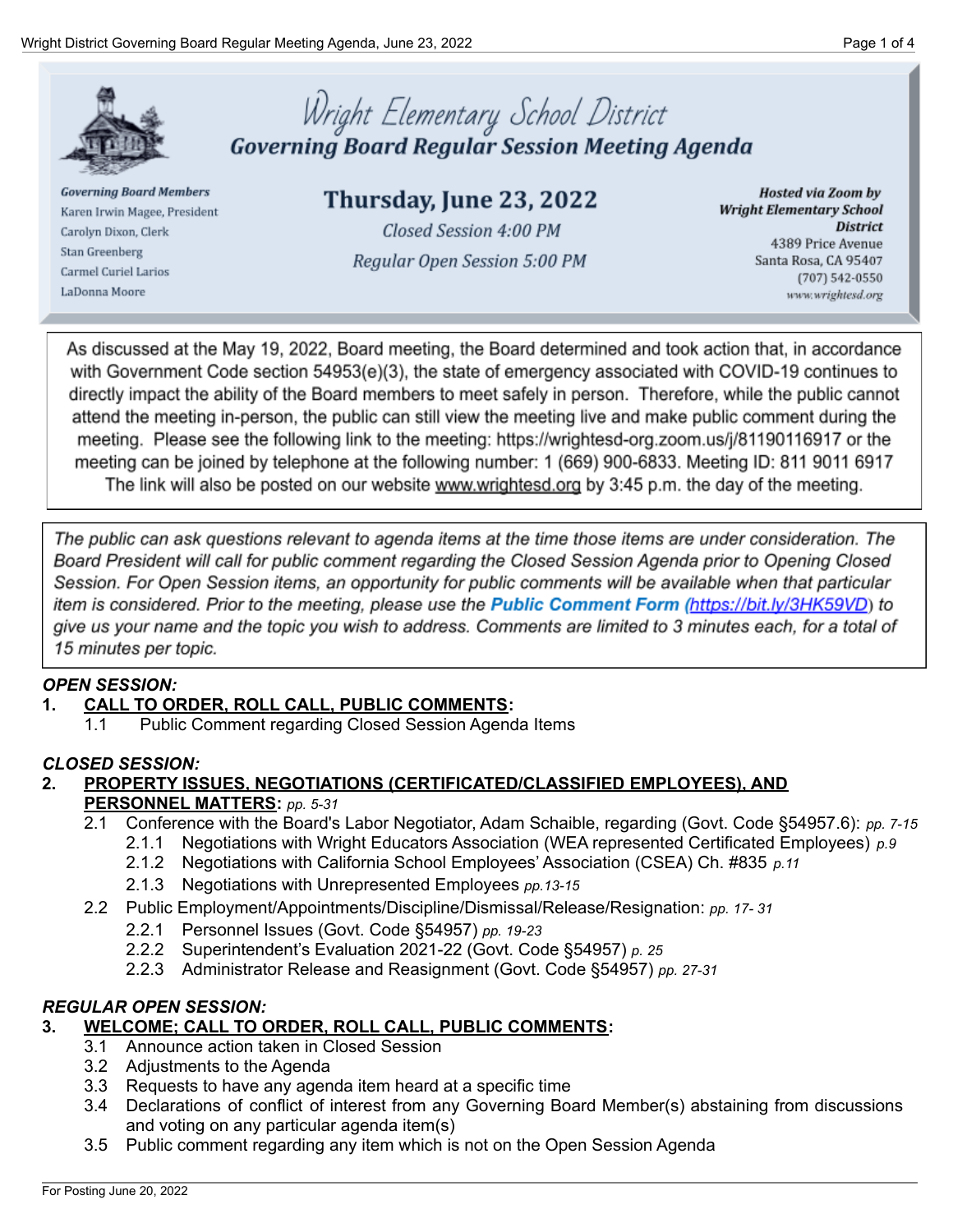# Wright Elementary School District

## Governing Board Regular Session Meeting Agenda

**Governing Board Members**
Karen Irwin Magee, President
Carolyn Dixon, Clerk
Stan Greenberg
Carmel Curiel Larios
LaDonna Moore

**Thursday, June 23, 2022**
*Closed Session 4:00 PM*
*Regular Open Session 5:00 PM*

***Hosted via Zoom by Wright Elementary School District***
4389 Price Avenue
Santa Rosa, CA 95407
(707) 542-0550
www.wrightesd.org

As discussed at the May 19, 2022, Board meeting, the Board determined and took action that, in accordance with Government Code section 54953(e)(3), the state of emergency associated with COVID-19 continues to directly impact the ability of the Board members to meet safely in person. Therefore, while the public cannot attend the meeting in-person, the public can still view the meeting live and make public comment during the meeting. Please see the following link to the meeting: https://wrightesd-org.zoom.us/j/81190116917 or the meeting can be joined by telephone at the following number: 1 (669) 900-6833. Meeting ID: 811 9011 6917 The link will also be posted on our website www.wrightesd.org by 3:45 p.m. the day of the meeting.

*The public can ask questions relevant to agenda items at the time those items are under consideration. The Board President will call for public comment regarding the Closed Session Agenda prior to Opening Closed Session. For Open Session items, an opportunity for public comments will be available when that particular item is considered. Prior to the meeting, please use the **Public Comment Form** (https://bit.ly/3HK59VD) to give us your name and the topic you wish to address. Comments are limited to 3 minutes each, for a total of 15 minutes per topic.*

***OPEN SESSION:***

1. **CALL TO ORDER, ROLL CALL, PUBLIC COMMENTS:**
   - 1.1 Public Comment regarding Closed Session Agenda Items

***CLOSED SESSION:***

2. **PROPERTY ISSUES, NEGOTIATIONS (CERTIFICATED/CLASSIFIED EMPLOYEES), AND PERSONNEL MATTERS:** *pp. 5-31*
   - 2.1 Conference with the Board's Labor Negotiator, Adam Schaible, regarding (Govt. Code §54957.6): *pp. 7-15*
     - 2.1.1 Negotiations with Wright Educators Association (WEA represented Certificated Employees) *p.9*
     - 2.1.2 Negotiations with California School Employees' Association (CSEA) Ch. #835 *p.11*
     - 2.1.3 Negotiations with Unrepresented Employees *pp.13-15*
   - 2.2 Public Employment/Appointments/Discipline/Dismissal/Release/Resignation: *pp. 17- 31*
     - 2.2.1 Personnel Issues (Govt. Code §54957) *pp. 19-23*
     - 2.2.2 Superintendent's Evaluation 2021-22 (Govt. Code §54957) *p. 25*
     - 2.2.3 Administrator Release and Reassignment (Govt. Code §54957) *pp. 27-31*

***REGULAR OPEN SESSION:***

3. **WELCOME; CALL TO ORDER, ROLL CALL, PUBLIC COMMENTS:**
   - 3.1 Announce action taken in Closed Session
   - 3.2 Adjustments to the Agenda
   - 3.3 Requests to have any agenda item heard at a specific time
   - 3.4 Declarations of conflict of interest from any Governing Board Member(s) abstaining from discussions and voting on any particular agenda item(s)
   - 3.5 Public comment regarding any item which is not on the Open Session Agenda

For Posting June 20, 2022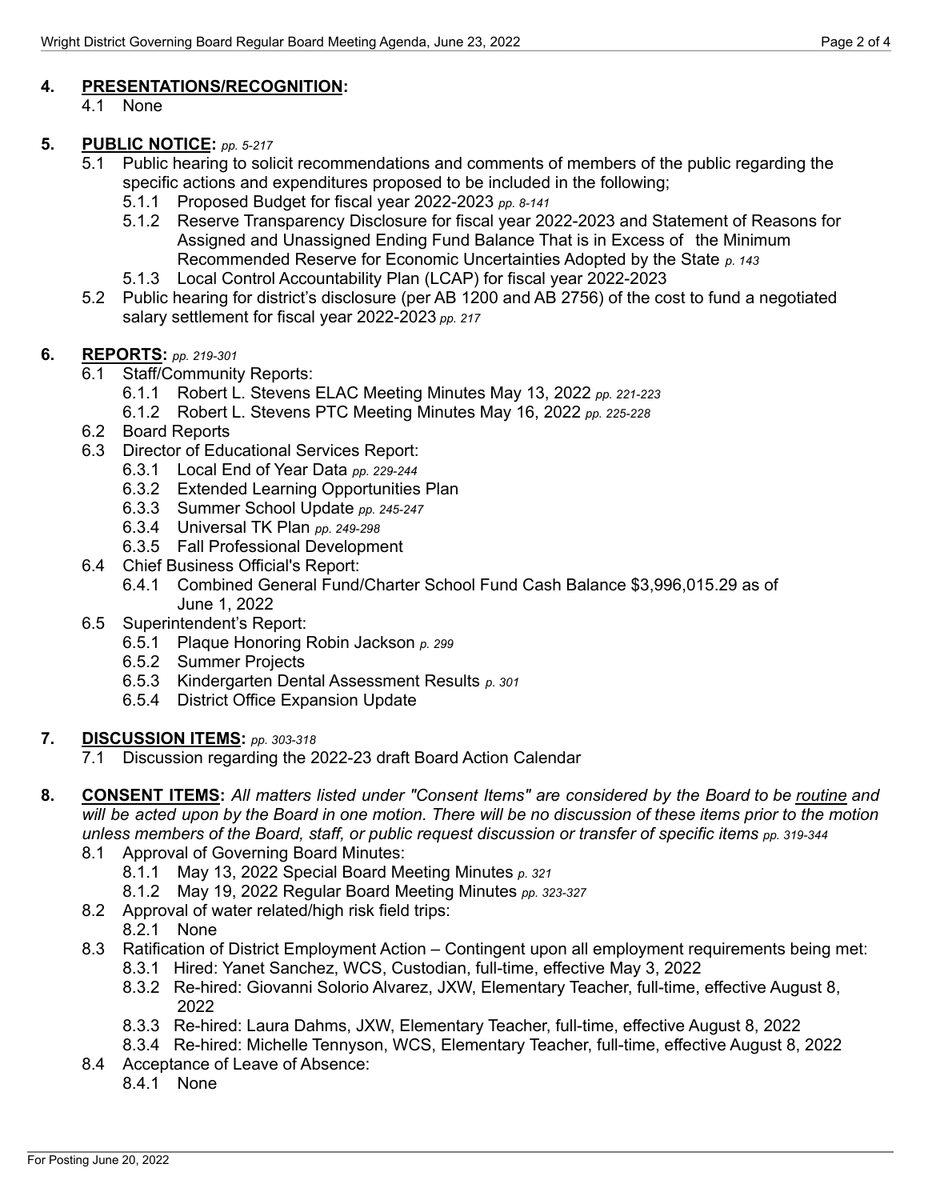**4. PRESENTATIONS/RECOGNITION:**

- 4.1 None

**5. PUBLIC NOTICE:** *pp. 5-217*

- 5.1 Public hearing to solicit recommendations and comments of members of the public regarding the specific actions and expenditures proposed to be included in the following;
  - 5.1.1 Proposed Budget for fiscal year 2022-2023 *pp. 8-141*
  - 5.1.2 Reserve Transparency Disclosure for fiscal year 2022-2023 and Statement of Reasons for Assigned and Unassigned Ending Fund Balance That is in Excess of the Minimum Recommended Reserve for Economic Uncertainties Adopted by the State *p. 143*
  - 5.1.3 Local Control Accountability Plan (LCAP) for fiscal year 2022-2023
- 5.2 Public hearing for district's disclosure (per AB 1200 and AB 2756) of the cost to fund a negotiated salary settlement for fiscal year 2022-2023 *pp. 217*

**6. REPORTS:** *pp. 219-301*

- 6.1 Staff/Community Reports:
  - 6.1.1 Robert L. Stevens ELAC Meeting Minutes May 13, 2022 *pp. 221-223*
  - 6.1.2 Robert L. Stevens PTC Meeting Minutes May 16, 2022 *pp. 225-228*
- 6.2 Board Reports
- 6.3 Director of Educational Services Report:
  - 6.3.1 Local End of Year Data *pp. 229-244*
  - 6.3.2 Extended Learning Opportunities Plan
  - 6.3.3 Summer School Update *pp. 245-247*
  - 6.3.4 Universal TK Plan *pp. 249-298*
  - 6.3.5 Fall Professional Development
- 6.4 Chief Business Official's Report:
  - 6.4.1 Combined General Fund/Charter School Fund Cash Balance $3,996,015.29 as of June 1, 2022
- 6.5 Superintendent's Report:
  - 6.5.1 Plaque Honoring Robin Jackson *p. 299*
  - 6.5.2 Summer Projects
  - 6.5.3 Kindergarten Dental Assessment Results *p. 301*
  - 6.5.4 District Office Expansion Update

**7. DISCUSSION ITEMS:** *pp. 303-318*

- 7.1 Discussion regarding the 2022-23 draft Board Action Calendar

**8. CONSENT ITEMS:** *All matters listed under "Consent Items" are considered by the Board to be routine and will be acted upon by the Board in one motion. There will be no discussion of these items prior to the motion unless members of the Board, staff, or public request discussion or transfer of specific items pp. 319-344*

- 8.1 Approval of Governing Board Minutes:
  - 8.1.1 May 13, 2022 Special Board Meeting Minutes *p. 321*
  - 8.1.2 May 19, 2022 Regular Board Meeting Minutes *pp. 323-327*
- 8.2 Approval of water related/high risk field trips:
  - 8.2.1 None
- 8.3 Ratification of District Employment Action – Contingent upon all employment requirements being met:
  - 8.3.1 Hired: Yanet Sanchez, WCS, Custodian, full-time, effective May 3, 2022
  - 8.3.2 Re-hired: Giovanni Solorio Alvarez, JXW, Elementary Teacher, full-time, effective August 8, 2022
  - 8.3.3 Re-hired: Laura Dahms, JXW, Elementary Teacher, full-time, effective August 8, 2022
  - 8.3.4 Re-hired: Michelle Tennyson, WCS, Elementary Teacher, full-time, effective August 8, 2022
- 8.4 Acceptance of Leave of Absence:
  - 8.4.1 None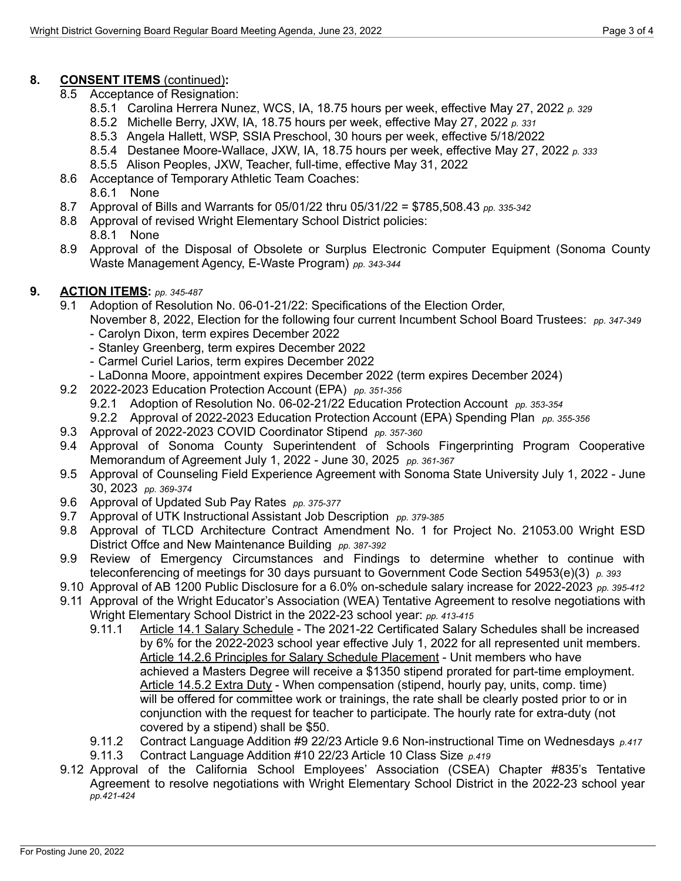## 8. **CONSENT ITEMS** (continued):

- 8.5 Acceptance of Resignation:
  - 8.5.1 Carolina Herrera Nunez, WCS, IA, 18.75 hours per week, effective May 27, 2022 *p. 329*
  - 8.5.2 Michelle Berry, JXW, IA, 18.75 hours per week, effective May 27, 2022 *p. 331*
  - 8.5.3 Angela Hallett, WSP, SSIA Preschool, 30 hours per week, effective 5/18/2022
  - 8.5.4 Destanee Moore-Wallace, JXW, IA, 18.75 hours per week, effective May 27, 2022 *p. 333*
  - 8.5.5 Alison Peoples, JXW, Teacher, full-time, effective May 31, 2022
- 8.6 Acceptance of Temporary Athletic Team Coaches:
  - 8.6.1 None
- 8.7 Approval of Bills and Warrants for 05/01/22 thru 05/31/22 = $785,508.43 *pp. 335-342*
- 8.8 Approval of revised Wright Elementary School District policies:
  - 8.8.1 None
- 8.9 Approval of the Disposal of Obsolete or Surplus Electronic Computer Equipment (Sonoma County Waste Management Agency, E-Waste Program) *pp. 343-344*

## 9. **ACTION ITEMS:** *pp. 345-487*

- 9.1 Adoption of Resolution No. 06-01-21/22: Specifications of the Election Order, November 8, 2022, Election for the following four current Incumbent School Board Trustees: *pp. 347-349*
  - Carolyn Dixon, term expires December 2022
  - Stanley Greenberg, term expires December 2022
  - Carmel Curiel Larios, term expires December 2022
  - LaDonna Moore, appointment expires December 2022 (term expires December 2024)
- 9.2 2022-2023 Education Protection Account (EPA) *pp. 351-356*
  - 9.2.1 Adoption of Resolution No. 06-02-21/22 Education Protection Account *pp. 353-354*
  - 9.2.2 Approval of 2022-2023 Education Protection Account (EPA) Spending Plan *pp. 355-356*
- 9.3 Approval of 2022-2023 COVID Coordinator Stipend *pp. 357-360*
- 9.4 Approval of Sonoma County Superintendent of Schools Fingerprinting Program Cooperative Memorandum of Agreement July 1, 2022 - June 30, 2025 *pp. 361-367*
- 9.5 Approval of Counseling Field Experience Agreement with Sonoma State University July 1, 2022 - June 30, 2023 *pp. 369-374*
- 9.6 Approval of Updated Sub Pay Rates *pp. 375-377*
- 9.7 Approval of UTK Instructional Assistant Job Description *pp. 379-385*
- 9.8 Approval of TLCD Architecture Contract Amendment No. 1 for Project No. 21053.00 Wright ESD District Offce and New Maintenance Building *pp. 387-392*
- 9.9 Review of Emergency Circumstances and Findings to determine whether to continue with teleconferencing of meetings for 30 days pursuant to Government Code Section 54953(e)(3) *p. 393*
- 9.10 Approval of AB 1200 Public Disclosure for a 6.0% on-schedule salary increase for 2022-2023 *pp. 395-412*
- 9.11 Approval of the Wright Educator's Association (WEA) Tentative Agreement to resolve negotiations with Wright Elementary School District in the 2022-23 school year: *pp. 413-415*
  - 9.11.1 <u>Article 14.1 Salary Schedule</u> - The 2021-22 Certificated Salary Schedules shall be increased by 6% for the 2022-2023 school year effective July 1, 2022 for all represented unit members. <u>Article 14.2.6 Principles for Salary Schedule Placement</u> - Unit members who have achieved a Masters Degree will receive a $1350 stipend prorated for part-time employment. <u>Article 14.5.2 Extra Duty</u> - When compensation (stipend, hourly pay, units, comp. time) will be offered for committee work or trainings, the rate shall be clearly posted prior to or in conjunction with the request for teacher to participate. The hourly rate for extra-duty (not covered by a stipend) shall be $50.
  - 9.11.2 Contract Language Addition #9 22/23 Article 9.6 Non-instructional Time on Wednesdays *p.417*
  - 9.11.3 Contract Language Addition #10 22/23 Article 10 Class Size *p.419*
- 9.12 Approval of the California School Employees' Association (CSEA) Chapter #835's Tentative Agreement to resolve negotiations with Wright Elementary School District in the 2022-23 school year *pp.421-424*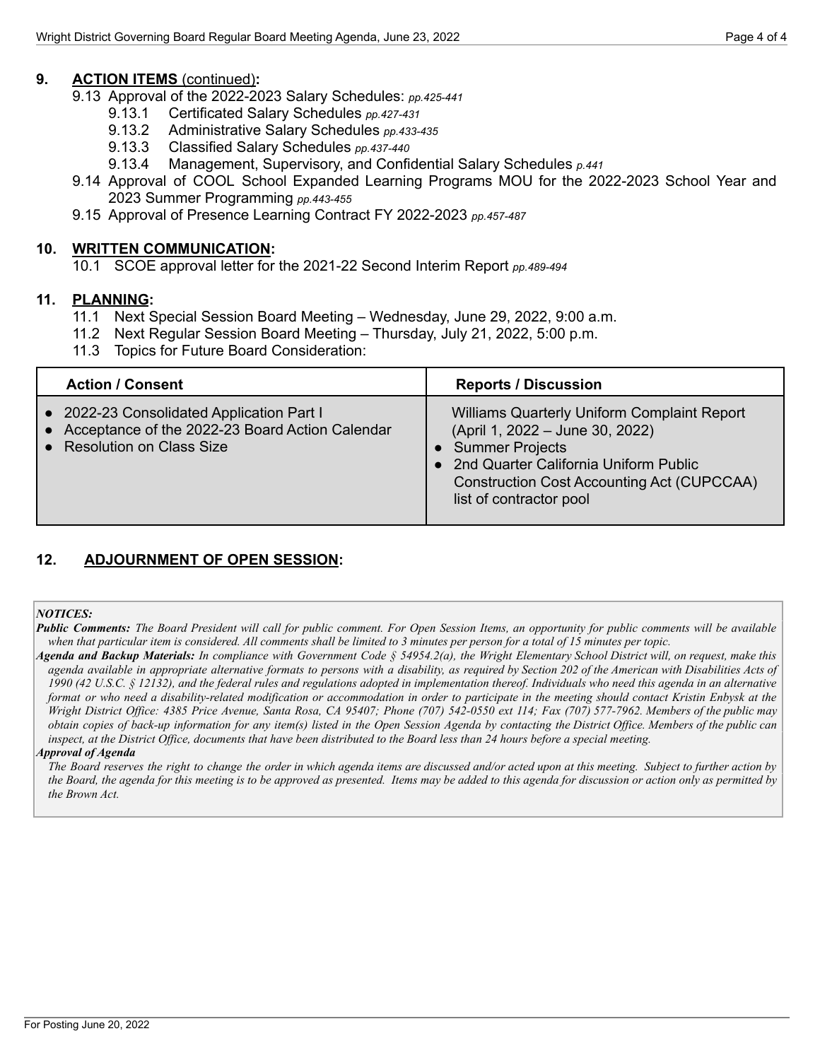**9. ACTION ITEMS** (continued)**:**

- 9.13 Approval of the 2022-2023 Salary Schedules: *pp.425-441*
  - 9.13.1 Certificated Salary Schedules *pp.427-431*
  - 9.13.2 Administrative Salary Schedules *pp.433-435*
  - 9.13.3 Classified Salary Schedules *pp.437-440*
  - 9.13.4 Management, Supervisory, and Confidential Salary Schedules *p.441*
- 9.14 Approval of COOL School Expanded Learning Programs MOU for the 2022-2023 School Year and 2023 Summer Programming *pp.443-455*
- 9.15 Approval of Presence Learning Contract FY 2022-2023 *pp.457-487*

**10. WRITTEN COMMUNICATION:**

- 10.1 SCOE approval letter for the 2021-22 Second Interim Report *pp.489-494*

**11. PLANNING:**

- 11.1 Next Special Session Board Meeting – Wednesday, June 29, 2022, 9:00 a.m.
- 11.2 Next Regular Session Board Meeting – Thursday, July 21, 2022, 5:00 p.m.
- 11.3 Topics for Future Board Consideration:

| Action / Consent | Reports / Discussion |
|---|---|
| • 2022-23 Consolidated Application Part I<br>• Acceptance of the 2022-23 Board Action Calendar<br>• Resolution on Class Size | Williams Quarterly Uniform Complaint Report (April 1, 2022 – June 30, 2022)<br>• Summer Projects<br>• 2nd Quarter California Uniform Public Construction Cost Accounting Act (CUPCCAA) list of contractor pool |

**12. ADJOURNMENT OF OPEN SESSION:**

***NOTICES:***

***Public Comments:*** *The Board President will call for public comment. For Open Session Items, an opportunity for public comments will be available when that particular item is considered. All comments shall be limited to 3 minutes per person for a total of 15 minutes per topic.*

***Agenda and Backup Materials:*** *In compliance with Government Code § 54954.2(a), the Wright Elementary School District will, on request, make this agenda available in appropriate alternative formats to persons with a disability, as required by Section 202 of the American with Disabilities Acts of 1990 (42 U.S.C. § 12132), and the federal rules and regulations adopted in implementation thereof. Individuals who need this agenda in an alternative format or who need a disability-related modification or accommodation in order to participate in the meeting should contact Kristin Enbysk at the Wright District Office: 4385 Price Avenue, Santa Rosa, CA 95407; Phone (707) 542-0550 ext 114; Fax (707) 577-7962. Members of the public may obtain copies of back-up information for any item(s) listed in the Open Session Agenda by contacting the District Office. Members of the public can inspect, at the District Office, documents that have been distributed to the Board less than 24 hours before a special meeting.*

***Approval of Agenda***

*The Board reserves the right to change the order in which agenda items are discussed and/or acted upon at this meeting. Subject to further action by the Board, the agenda for this meeting is to be approved as presented. Items may be added to this agenda for discussion or action only as permitted by the Brown Act.*

For Posting June 20, 2022